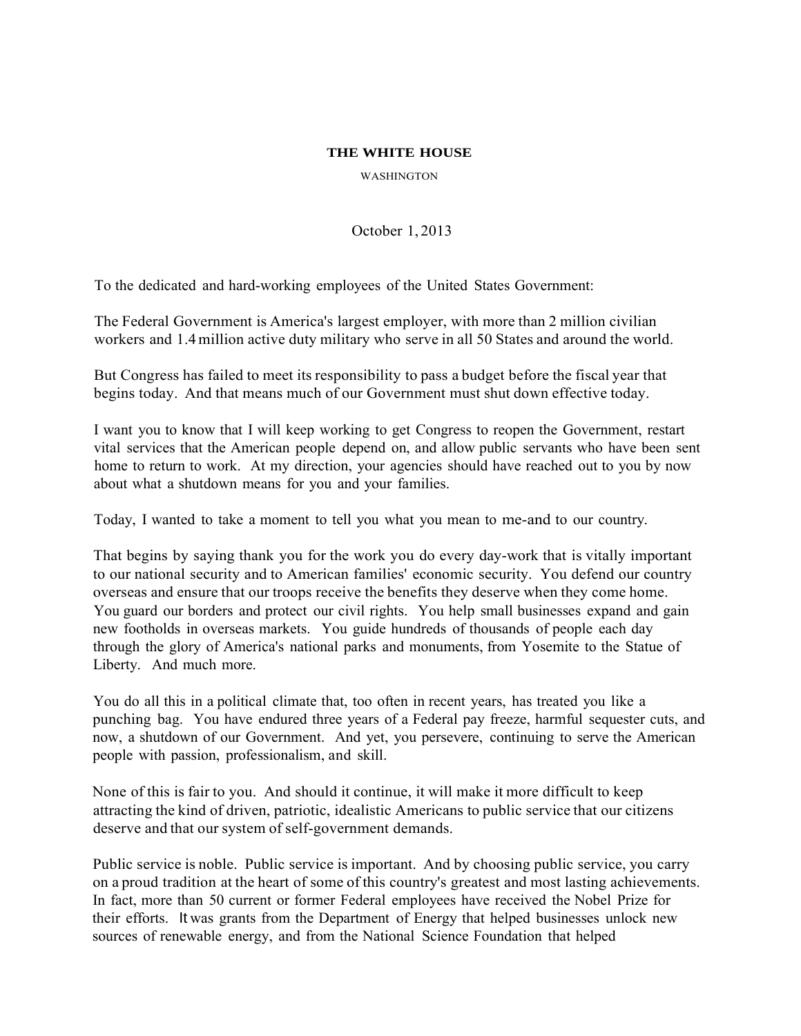**THE WHITE HOUSE**

WASHINGTON

October 1, 2013

To the dedicated and hard-working employees of the United States Government:

The Federal Government is America's largest employer, with more than 2 million civilian workers and 1.4 million active duty military who serve in all 50 States and around the world.

But Congress has failed to meet its responsibility to pass a budget before the fiscal year that begins today. And that means much of our Government must shut down effective today.

I want you to know that I will keep working to get Congress to reopen the Government, restart vital services that the American people depend on, and allow public servants who have been sent home to return to work. At my direction, your agencies should have reached out to you by now about what a shutdown means for you and your families.

Today, I wanted to take a moment to tell you what you mean to me-and to our country.

That begins by saying thank you for the work you do every day-work that is vitally important to our national security and to American families' economic security. You defend our country overseas and ensure that our troops receive the benefits they deserve when they come home. You guard our borders and protect our civil rights. You help small businesses expand and gain new footholds in overseas markets. You guide hundreds of thousands of people each day through the glory of America's national parks and monuments, from Yosemite to the Statue of Liberty. And much more.

You do all this in a political climate that, too often in recent years, has treated you like a punching bag. You have endured three years of a Federal pay freeze, harmful sequester cuts, and now, a shutdown of our Government. And yet, you persevere, continuing to serve the American people with passion, professionalism, and skill.

None of this is fair to you. And should it continue, it will make it more difficult to keep attracting the kind of driven, patriotic, idealistic Americans to public service that our citizens deserve and that our system of self-government demands.

Public service is noble. Public service is important. And by choosing public service, you carry on a proud tradition at the heart of some of this country's greatest and most lasting achievements. In fact, more than 50 current or former Federal employees have received the Nobel Prize for their efforts. It was grants from the Department of Energy that helped businesses unlock new sources of renewable energy, and from the National Science Foundation that helped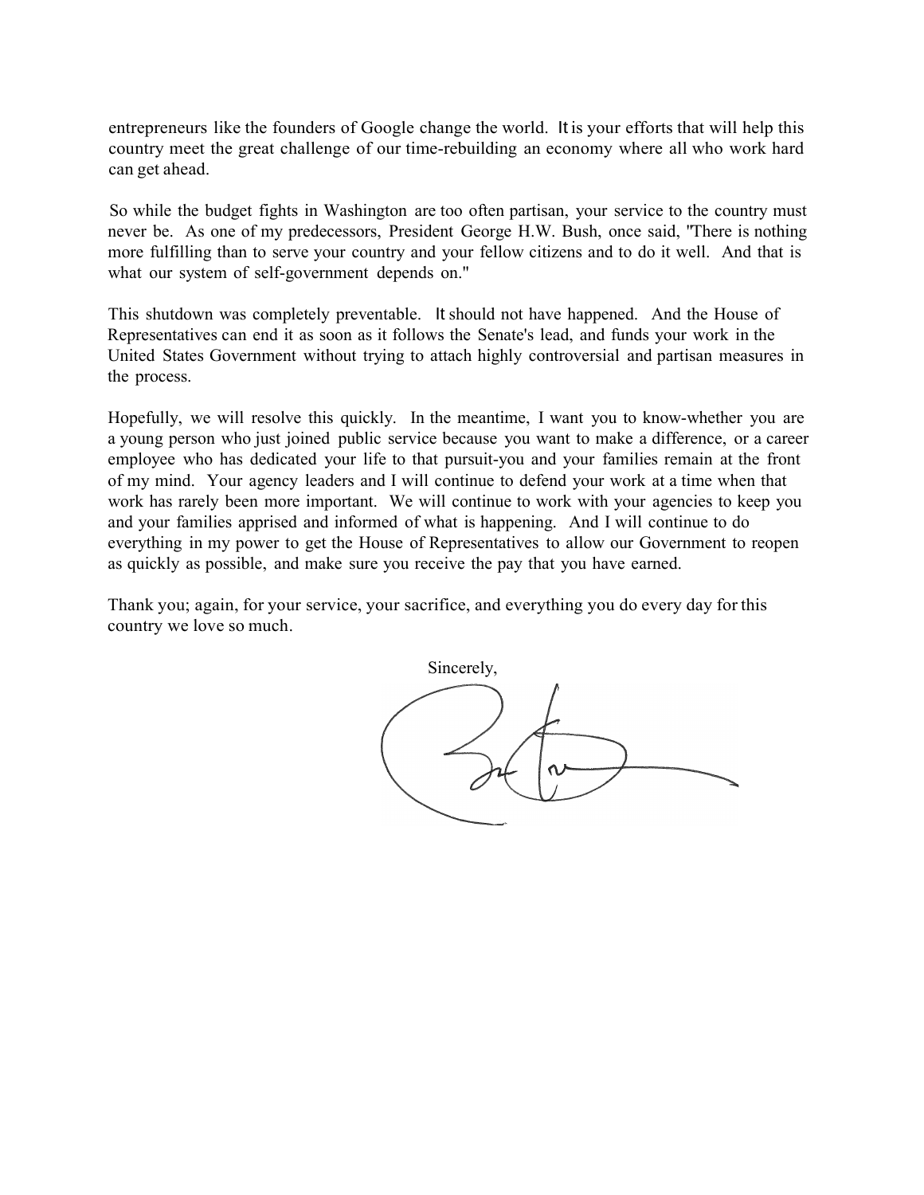entrepreneurs like the founders of Google change the world. It is your efforts that will help this country meet the great challenge of our time-rebuilding an economy where all who work hard can get ahead.

So while the budget fights in Washington are too often partisan, your service to the country must never be. As one of my predecessors, President George H.W. Bush, once said, "There is nothing more fulfilling than to serve your country and your fellow citizens and to do it well. And that is what our system of self-government depends on."

This shutdown was completely preventable. It should not have happened. And the House of Representatives can end it as soon as it follows the Senate's lead, and funds your work in the United States Government without trying to attach highly controversial and partisan measures in the process.

Hopefully, we will resolve this quickly. In the meantime, I want you to know-whether you are a young person who just joined public service because you want to make a difference, or a career employee who has dedicated your life to that pursuit-you and your families remain at the front of my mind. Your agency leaders and I will continue to defend your work at a time when that work has rarely been more important. We will continue to work with your agencies to keep you and your families apprised and informed of what is happening. And I will continue to do everything in my power to get the House of Representatives to allow our Government to reopen as quickly as possible, and make sure you receive the pay that you have earned.

Thank you; again, for your service, your sacrifice, and everything you do every day for this country we love so much.

Sincerely,